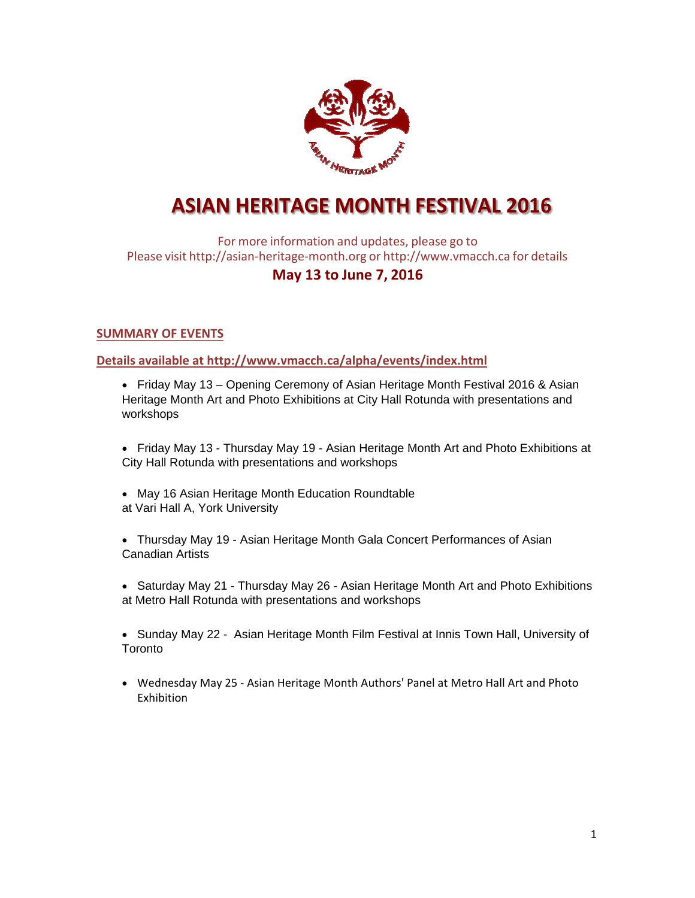# ASIAN HERITAGE MONTH FESTIVAL 2016

For more information and updates, please go to
Please visit http://asian-heritage-month.org or http://www.vmacch.ca for details

**May 13 to June 7, 2016**

## SUMMARY OF EVENTS

**Details available at http://www.vmacch.ca/alpha/events/index.html**

- Friday May 13 – Opening Ceremony of Asian Heritage Month Festival 2016 & Asian Heritage Month Art and Photo Exhibitions at City Hall Rotunda with presentations and workshops

- Friday May 13 - Thursday May 19 - Asian Heritage Month Art and Photo Exhibitions at City Hall Rotunda with presentations and workshops

- May 16 Asian Heritage Month Education Roundtable at Vari Hall A, York University

- Thursday May 19 - Asian Heritage Month Gala Concert Performances of Asian Canadian Artists

- Saturday May 21 - Thursday May 26 - Asian Heritage Month Art and Photo Exhibitions at Metro Hall Rotunda with presentations and workshops

- Sunday May 22 - Asian Heritage Month Film Festival at Innis Town Hall, University of Toronto

- Wednesday May 25 - Asian Heritage Month Authors' Panel at Metro Hall Art and Photo Exhibition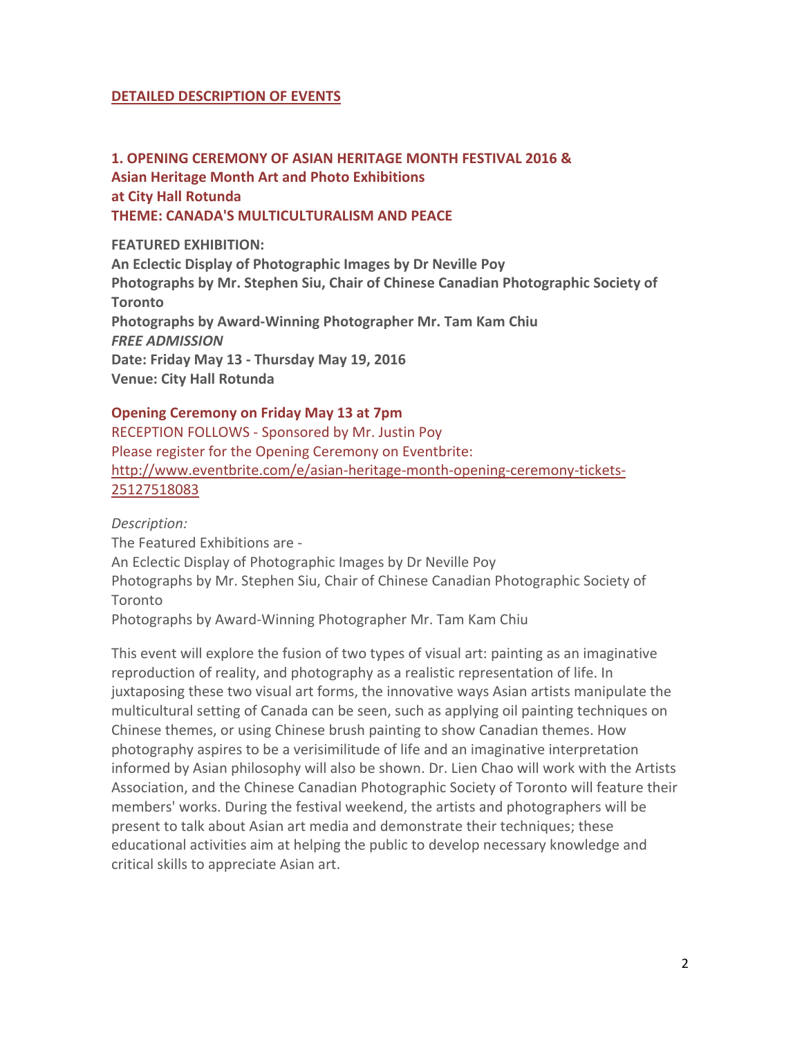## DETAILED DESCRIPTION OF EVENTS

### 1. OPENING CEREMONY OF ASIAN HERITAGE MONTH FESTIVAL 2016 & Asian Heritage Month Art and Photo Exhibitions at City Hall Rotunda THEME: CANADA'S MULTICULTURALISM AND PEACE

**FEATURED EXHIBITION:**
**An Eclectic Display of Photographic Images by Dr Neville Poy**
**Photographs by Mr. Stephen Siu, Chair of Chinese Canadian Photographic Society of Toronto**
**Photographs by Award-Winning Photographer Mr. Tam Kam Chiu**
***FREE ADMISSION***
**Date: Friday May 13 - Thursday May 19, 2016**
**Venue: City Hall Rotunda**

**Opening Ceremony on Friday May 13 at 7pm**
RECEPTION FOLLOWS - Sponsored by Mr. Justin Poy
Please register for the Opening Ceremony on Eventbrite:
http://www.eventbrite.com/e/asian-heritage-month-opening-ceremony-tickets-25127518083

*Description:*
The Featured Exhibitions are -
An Eclectic Display of Photographic Images by Dr Neville Poy
Photographs by Mr. Stephen Siu, Chair of Chinese Canadian Photographic Society of Toronto
Photographs by Award-Winning Photographer Mr. Tam Kam Chiu

This event will explore the fusion of two types of visual art: painting as an imaginative reproduction of reality, and photography as a realistic representation of life. In juxtaposing these two visual art forms, the innovative ways Asian artists manipulate the multicultural setting of Canada can be seen, such as applying oil painting techniques on Chinese themes, or using Chinese brush painting to show Canadian themes. How photography aspires to be a verisimilitude of life and an imaginative interpretation informed by Asian philosophy will also be shown. Dr. Lien Chao will work with the Artists Association, and the Chinese Canadian Photographic Society of Toronto will feature their members' works. During the festival weekend, the artists and photographers will be present to talk about Asian art media and demonstrate their techniques; these educational activities aim at helping the public to develop necessary knowledge and critical skills to appreciate Asian art.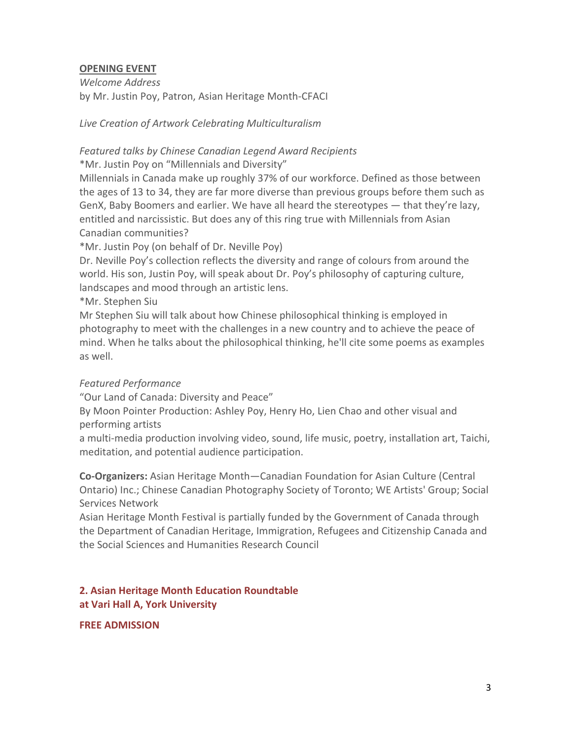**OPENING EVENT**

*Welcome Address*

by Mr. Justin Poy, Patron, Asian Heritage Month-CFACI

*Live Creation of Artwork Celebrating Multiculturalism*

*Featured talks by Chinese Canadian Legend Award Recipients*

*Mr. Justin Poy on “Millennials and Diversity”

Millennials in Canada make up roughly 37% of our workforce. Defined as those between the ages of 13 to 34, they are far more diverse than previous groups before them such as GenX, Baby Boomers and earlier. We have all heard the stereotypes — that they’re lazy, entitled and narcissistic. But does any of this ring true with Millennials from Asian Canadian communities?

*Mr. Justin Poy (on behalf of Dr. Neville Poy)

Dr. Neville Poy’s collection reflects the diversity and range of colours from around the world. His son, Justin Poy, will speak about Dr. Poy’s philosophy of capturing culture, landscapes and mood through an artistic lens.

*Mr. Stephen Siu

Mr Stephen Siu will talk about how Chinese philosophical thinking is employed in photography to meet with the challenges in a new country and to achieve the peace of mind. When he talks about the philosophical thinking, he'll cite some poems as examples as well.

*Featured Performance*

“Our Land of Canada: Diversity and Peace”

By Moon Pointer Production: Ashley Poy, Henry Ho, Lien Chao and other visual and performing artists

a multi-media production involving video, sound, life music, poetry, installation art, Taichi, meditation, and potential audience participation.

**Co-Organizers:** Asian Heritage Month—Canadian Foundation for Asian Culture (Central Ontario) Inc.; Chinese Canadian Photography Society of Toronto; WE Artists' Group; Social Services Network

Asian Heritage Month Festival is partially funded by the Government of Canada through the Department of Canadian Heritage, Immigration, Refugees and Citizenship Canada and the Social Sciences and Humanities Research Council

**2. Asian Heritage Month Education Roundtable**
**at Vari Hall A, York University**

**FREE ADMISSION**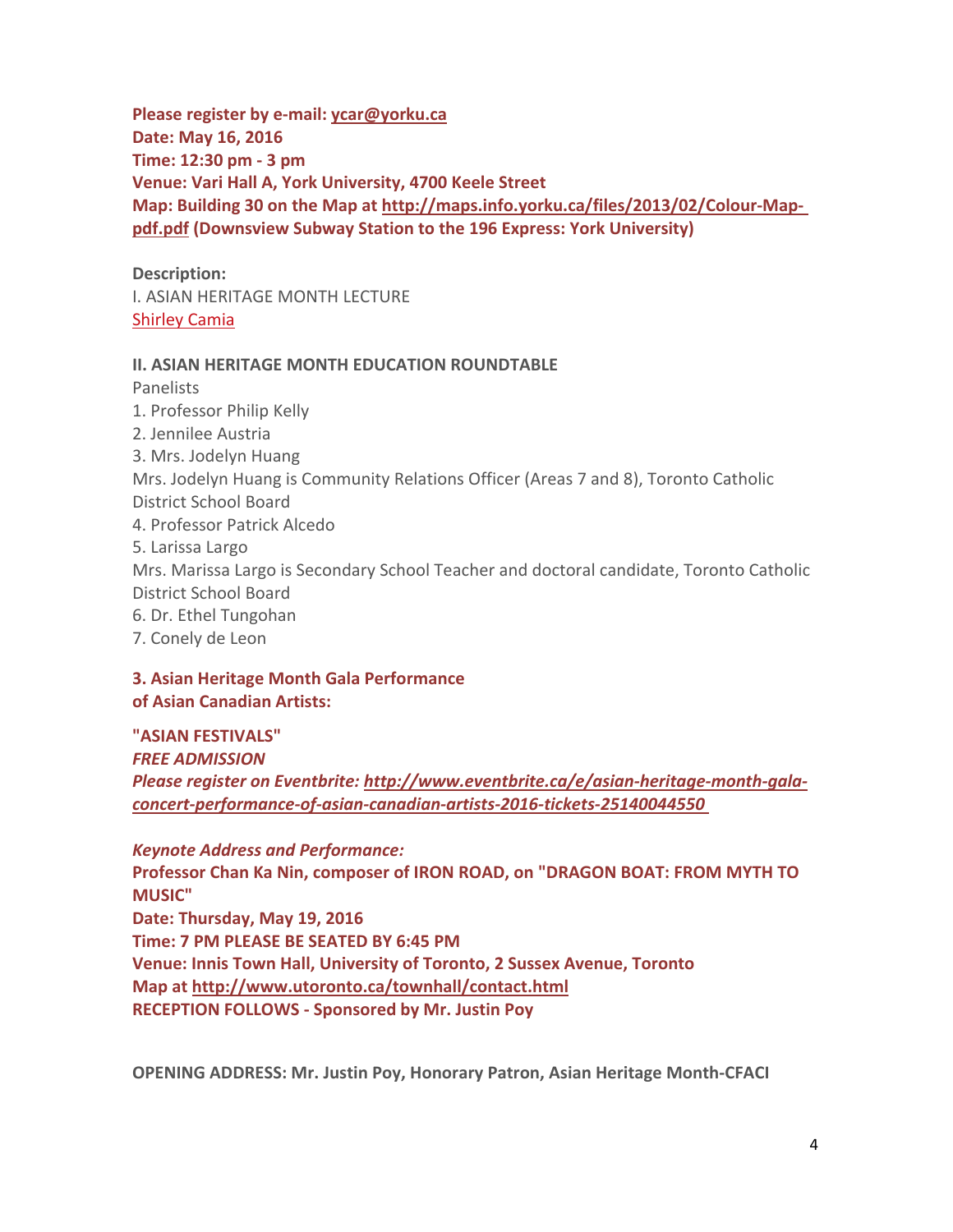**Please register by e-mail: ycar@yorku.ca**
**Date: May 16, 2016**
**Time: 12:30 pm - 3 pm**
**Venue: Vari Hall A, York University, 4700 Keele Street**
**Map: Building 30 on the Map at http://maps.info.yorku.ca/files/2013/02/Colour-Map-pdf.pdf (Downsview Subway Station to the 196 Express: York University)**

**Description:**
I. ASIAN HERITAGE MONTH LECTURE
Shirley Camia

**II. ASIAN HERITAGE MONTH EDUCATION ROUNDTABLE**
Panelists
1. Professor Philip Kelly
2. Jennilee Austria
3. Mrs. Jodelyn Huang
Mrs. Jodelyn Huang is Community Relations Officer (Areas 7 and 8), Toronto Catholic District School Board
4. Professor Patrick Alcedo
5. Larissa Largo
Mrs. Marissa Largo is Secondary School Teacher and doctoral candidate, Toronto Catholic District School Board
6. Dr. Ethel Tungohan
7. Conely de Leon

**3. Asian Heritage Month Gala Performance of Asian Canadian Artists:**

**"ASIAN FESTIVALS"**
***FREE ADMISSION***
***Please register on Eventbrite: http://www.eventbrite.ca/e/asian-heritage-month-gala-concert-performance-of-asian-canadian-artists-2016-tickets-25140044550***

***Keynote Address and Performance:***
**Professor Chan Ka Nin, composer of IRON ROAD, on "DRAGON BOAT: FROM MYTH TO MUSIC"**
**Date: Thursday, May 19, 2016**
**Time: 7 PM PLEASE BE SEATED BY 6:45 PM**
**Venue: Innis Town Hall, University of Toronto, 2 Sussex Avenue, Toronto**
**Map at http://www.utoronto.ca/townhall/contact.html**
**RECEPTION FOLLOWS - Sponsored by Mr. Justin Poy**

**OPENING ADDRESS: Mr. Justin Poy, Honorary Patron, Asian Heritage Month-CFACI**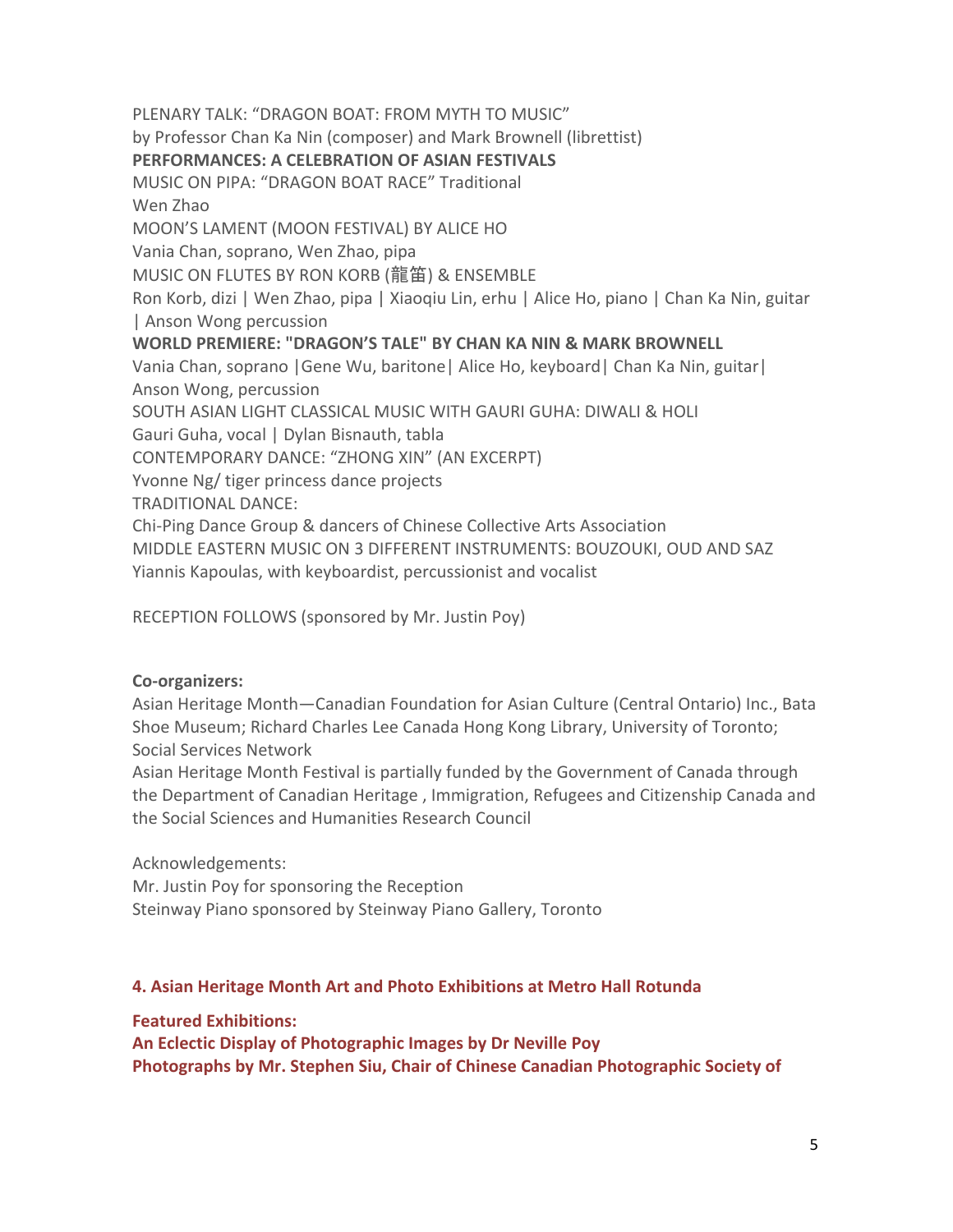PLENARY TALK: "DRAGON BOAT: FROM MYTH TO MUSIC"
by Professor Chan Ka Nin (composer) and Mark Brownell (librettist)

**PERFORMANCES: A CELEBRATION OF ASIAN FESTIVALS**

MUSIC ON PIPA: "DRAGON BOAT RACE" Traditional
Wen Zhao

MOON'S LAMENT (MOON FESTIVAL) BY ALICE HO
Vania Chan, soprano, Wen Zhao, pipa

MUSIC ON FLUTES BY RON KORB (龍笛) & ENSEMBLE
Ron Korb, dizi | Wen Zhao, pipa | Xiaoqiu Lin, erhu | Alice Ho, piano | Chan Ka Nin, guitar | Anson Wong percussion

**WORLD PREMIERE: "DRAGON'S TALE" BY CHAN KA NIN & MARK BROWNELL**
Vania Chan, soprano |Gene Wu, baritone| Alice Ho, keyboard| Chan Ka Nin, guitar| Anson Wong, percussion

SOUTH ASIAN LIGHT CLASSICAL MUSIC WITH GAURI GUHA: DIWALI & HOLI
Gauri Guha, vocal | Dylan Bisnauth, tabla

CONTEMPORARY DANCE: "ZHONG XIN" (AN EXCERPT)
Yvonne Ng/ tiger princess dance projects

TRADITIONAL DANCE:
Chi-Ping Dance Group & dancers of Chinese Collective Arts Association

MIDDLE EASTERN MUSIC ON 3 DIFFERENT INSTRUMENTS: BOUZOUKI, OUD AND SAZ
Yiannis Kapoulas, with keyboardist, percussionist and vocalist

RECEPTION FOLLOWS (sponsored by Mr. Justin Poy)

**Co-organizers:**
Asian Heritage Month—Canadian Foundation for Asian Culture (Central Ontario) Inc., Bata Shoe Museum; Richard Charles Lee Canada Hong Kong Library, University of Toronto; Social Services Network
Asian Heritage Month Festival is partially funded by the Government of Canada through the Department of Canadian Heritage , Immigration, Refugees and Citizenship Canada and the Social Sciences and Humanities Research Council

Acknowledgements:
Mr. Justin Poy for sponsoring the Reception
Steinway Piano sponsored by Steinway Piano Gallery, Toronto

## 4. Asian Heritage Month Art and Photo Exhibitions at Metro Hall Rotunda

**Featured Exhibitions:**
**An Eclectic Display of Photographic Images by Dr Neville Poy**
**Photographs by Mr. Stephen Siu, Chair of Chinese Canadian Photographic Society of**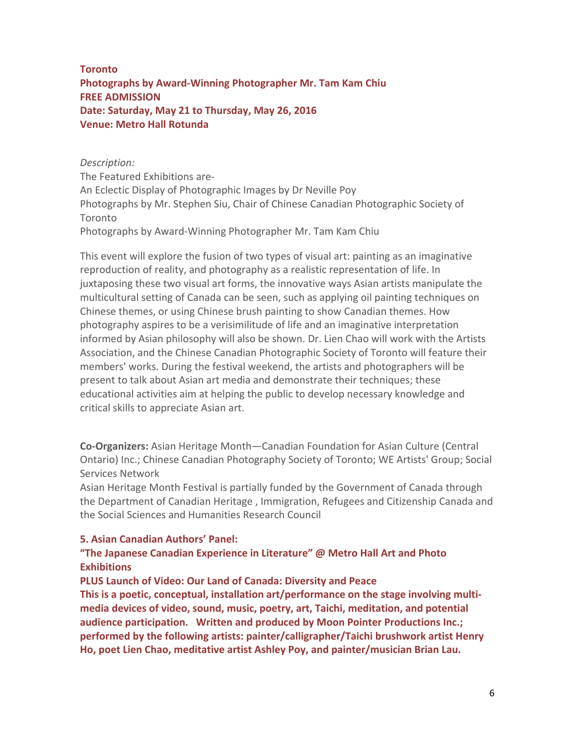**Toronto**
**Photographs by Award-Winning Photographer Mr. Tam Kam Chiu**
**FREE ADMISSION**
**Date: Saturday, May 21 to Thursday, May 26, 2016**
**Venue: Metro Hall Rotunda**

*Description:*
The Featured Exhibitions are-
An Eclectic Display of Photographic Images by Dr Neville Poy
Photographs by Mr. Stephen Siu, Chair of Chinese Canadian Photographic Society of Toronto
Photographs by Award-Winning Photographer Mr. Tam Kam Chiu

This event will explore the fusion of two types of visual art: painting as an imaginative reproduction of reality, and photography as a realistic representation of life. In juxtaposing these two visual art forms, the innovative ways Asian artists manipulate the multicultural setting of Canada can be seen, such as applying oil painting techniques on Chinese themes, or using Chinese brush painting to show Canadian themes. How photography aspires to be a verisimilitude of life and an imaginative interpretation informed by Asian philosophy will also be shown. Dr. Lien Chao will work with the Artists Association, and the Chinese Canadian Photographic Society of Toronto will feature their members' works. During the festival weekend, the artists and photographers will be present to talk about Asian art media and demonstrate their techniques; these educational activities aim at helping the public to develop necessary knowledge and critical skills to appreciate Asian art.

**Co-Organizers:** Asian Heritage Month—Canadian Foundation for Asian Culture (Central Ontario) Inc.; Chinese Canadian Photography Society of Toronto; WE Artists' Group; Social Services Network
Asian Heritage Month Festival is partially funded by the Government of Canada through the Department of Canadian Heritage , Immigration, Refugees and Citizenship Canada and the Social Sciences and Humanities Research Council

**5. Asian Canadian Authors' Panel:**
**"The Japanese Canadian Experience in Literature" @ Metro Hall Art and Photo Exhibitions**
**PLUS Launch of Video: Our Land of Canada: Diversity and Peace**
**This is a poetic, conceptual, installation art/performance on the stage involving multi-media devices of video, sound, music, poetry, art, Taichi, meditation, and potential audience participation. Written and produced by Moon Pointer Productions Inc.; performed by the following artists: painter/calligrapher/Taichi brushwork artist Henry Ho, poet Lien Chao, meditative artist Ashley Poy, and painter/musician Brian Lau.**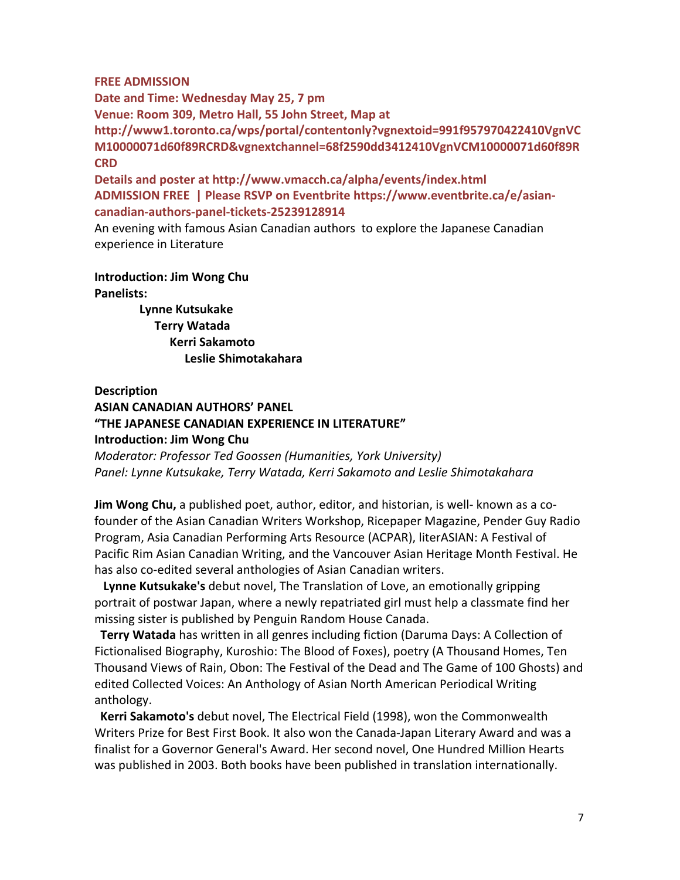**FREE ADMISSION**
**Date and Time: Wednesday May 25, 7 pm**
**Venue: Room 309, Metro Hall, 55 John Street, Map at http://www1.toronto.ca/wps/portal/contentonly?vgnextoid=991f957970422410VgnVCM10000071d60f89RCRD&vgnextchannel=68f2590dd3412410VgnVCM10000071d60f89RCRD**
**Details and poster at http://www.vmacch.ca/alpha/events/index.html**
**ADMISSION FREE | Please RSVP on Eventbrite https://www.eventbrite.ca/e/asian-canadian-authors-panel-tickets-25239128914**

An evening with famous Asian Canadian authors to explore the Japanese Canadian experience in Literature

**Introduction: Jim Wong Chu**
**Panelists:**

- **Lynne Kutsukake**
- **Terry Watada**
- **Kerri Sakamoto**
- **Leslie Shimotakahara**

**Description**
**ASIAN CANADIAN AUTHORS' PANEL**
**"THE JAPANESE CANADIAN EXPERIENCE IN LITERATURE"**
**Introduction: Jim Wong Chu**
*Moderator: Professor Ted Goossen (Humanities, York University)*
*Panel: Lynne Kutsukake, Terry Watada, Kerri Sakamoto and Leslie Shimotakahara*

**Jim Wong Chu,** a published poet, author, editor, and historian, is well- known as a co-founder of the Asian Canadian Writers Workshop, Ricepaper Magazine, Pender Guy Radio Program, Asia Canadian Performing Arts Resource (ACPAR), literASIAN: A Festival of Pacific Rim Asian Canadian Writing, and the Vancouver Asian Heritage Month Festival. He has also co-edited several anthologies of Asian Canadian writers.

**Lynne Kutsukake's** debut novel, The Translation of Love, an emotionally gripping portrait of postwar Japan, where a newly repatriated girl must help a classmate find her missing sister is published by Penguin Random House Canada.

**Terry Watada** has written in all genres including fiction (Daruma Days: A Collection of Fictionalised Biography, Kuroshio: The Blood of Foxes), poetry (A Thousand Homes, Ten Thousand Views of Rain, Obon: The Festival of the Dead and The Game of 100 Ghosts) and edited Collected Voices: An Anthology of Asian North American Periodical Writing anthology.

**Kerri Sakamoto's** debut novel, The Electrical Field (1998), won the Commonwealth Writers Prize for Best First Book. It also won the Canada-Japan Literary Award and was a finalist for a Governor General's Award. Her second novel, One Hundred Million Hearts was published in 2003. Both books have been published in translation internationally.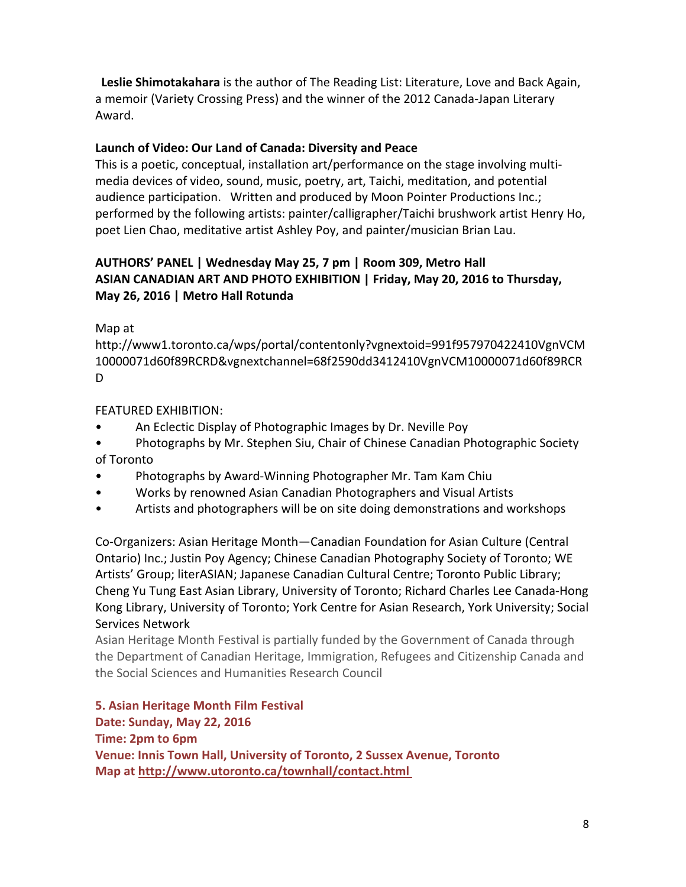**Leslie Shimotakahara** is the author of The Reading List: Literature, Love and Back Again, a memoir (Variety Crossing Press) and the winner of the 2012 Canada-Japan Literary Award.

**Launch of Video: Our Land of Canada: Diversity and Peace**

This is a poetic, conceptual, installation art/performance on the stage involving multi-media devices of video, sound, music, poetry, art, Taichi, meditation, and potential audience participation. Written and produced by Moon Pointer Productions Inc.; performed by the following artists: painter/calligrapher/Taichi brushwork artist Henry Ho, poet Lien Chao, meditative artist Ashley Poy, and painter/musician Brian Lau.

**AUTHORS' PANEL | Wednesday May 25, 7 pm | Room 309, Metro Hall**
**ASIAN CANADIAN ART AND PHOTO EXHIBITION | Friday, May 20, 2016 to Thursday, May 26, 2016 | Metro Hall Rotunda**

Map at http://www1.toronto.ca/wps/portal/contentonly?vgnextoid=991f957970422410VgnVCM10000071d60f89RCRD&vgnextchannel=68f2590dd3412410VgnVCM10000071d60f89RCRD

FEATURED EXHIBITION:

- An Eclectic Display of Photographic Images by Dr. Neville Poy
- Photographs by Mr. Stephen Siu, Chair of Chinese Canadian Photographic Society of Toronto
- Photographs by Award-Winning Photographer Mr. Tam Kam Chiu
- Works by renowned Asian Canadian Photographers and Visual Artists
- Artists and photographers will be on site doing demonstrations and workshops

Co-Organizers: Asian Heritage Month—Canadian Foundation for Asian Culture (Central Ontario) Inc.; Justin Poy Agency; Chinese Canadian Photography Society of Toronto; WE Artists' Group; literASIAN; Japanese Canadian Cultural Centre; Toronto Public Library; Cheng Yu Tung East Asian Library, University of Toronto; Richard Charles Lee Canada-Hong Kong Library, University of Toronto; York Centre for Asian Research, York University; Social Services Network

Asian Heritage Month Festival is partially funded by the Government of Canada through the Department of Canadian Heritage, Immigration, Refugees and Citizenship Canada and the Social Sciences and Humanities Research Council

**5. Asian Heritage Month Film Festival**
**Date: Sunday, May 22, 2016**
**Time: 2pm to 6pm**
**Venue: Innis Town Hall, University of Toronto, 2 Sussex Avenue, Toronto**
**Map at http://www.utoronto.ca/townhall/contact.html**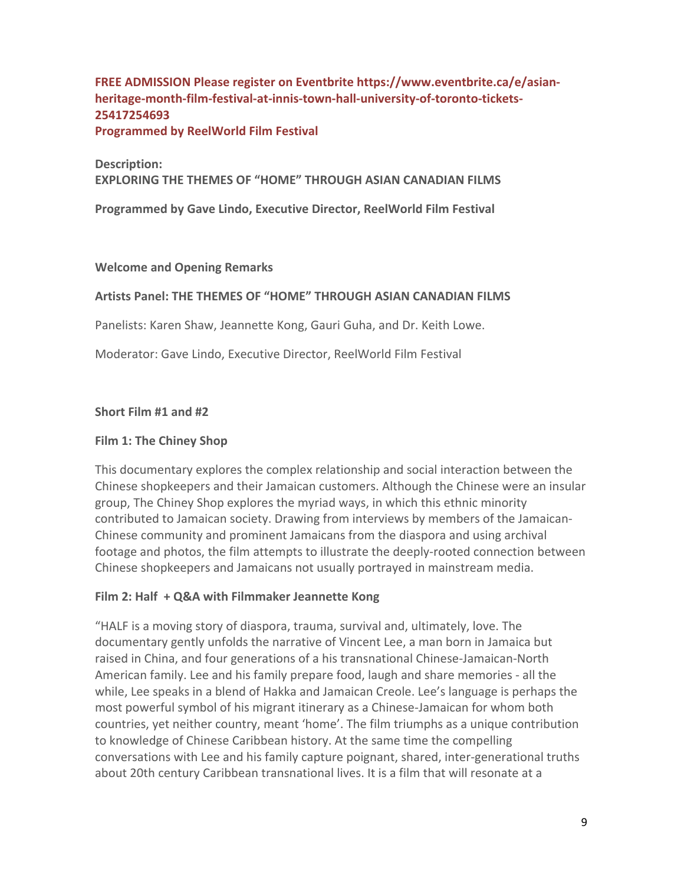**FREE ADMISSION Please register on Eventbrite https://www.eventbrite.ca/e/asian-heritage-month-film-festival-at-innis-town-hall-university-of-toronto-tickets-25417254693**
**Programmed by ReelWorld Film Festival**

**Description:**
**EXPLORING THE THEMES OF "HOME" THROUGH ASIAN CANADIAN FILMS**

**Programmed by Gave Lindo, Executive Director, ReelWorld Film Festival**

**Welcome and Opening Remarks**

**Artists Panel: THE THEMES OF "HOME" THROUGH ASIAN CANADIAN FILMS**

Panelists: Karen Shaw, Jeannette Kong, Gauri Guha, and Dr. Keith Lowe.

Moderator: Gave Lindo, Executive Director, ReelWorld Film Festival

**Short Film #1 and #2**

**Film 1: The Chiney Shop**

This documentary explores the complex relationship and social interaction between the Chinese shopkeepers and their Jamaican customers. Although the Chinese were an insular group, The Chiney Shop explores the myriad ways, in which this ethnic minority contributed to Jamaican society. Drawing from interviews by members of the Jamaican-Chinese community and prominent Jamaicans from the diaspora and using archival footage and photos, the film attempts to illustrate the deeply-rooted connection between Chinese shopkeepers and Jamaicans not usually portrayed in mainstream media.

**Film 2: Half + Q&A with Filmmaker Jeannette Kong**

"HALF is a moving story of diaspora, trauma, survival and, ultimately, love. The documentary gently unfolds the narrative of Vincent Lee, a man born in Jamaica but raised in China, and four generations of a his transnational Chinese-Jamaican-North American family. Lee and his family prepare food, laugh and share memories - all the while, Lee speaks in a blend of Hakka and Jamaican Creole. Lee's language is perhaps the most powerful symbol of his migrant itinerary as a Chinese-Jamaican for whom both countries, yet neither country, meant 'home'. The film triumphs as a unique contribution to knowledge of Chinese Caribbean history. At the same time the compelling conversations with Lee and his family capture poignant, shared, inter-generational truths about 20th century Caribbean transnational lives. It is a film that will resonate at a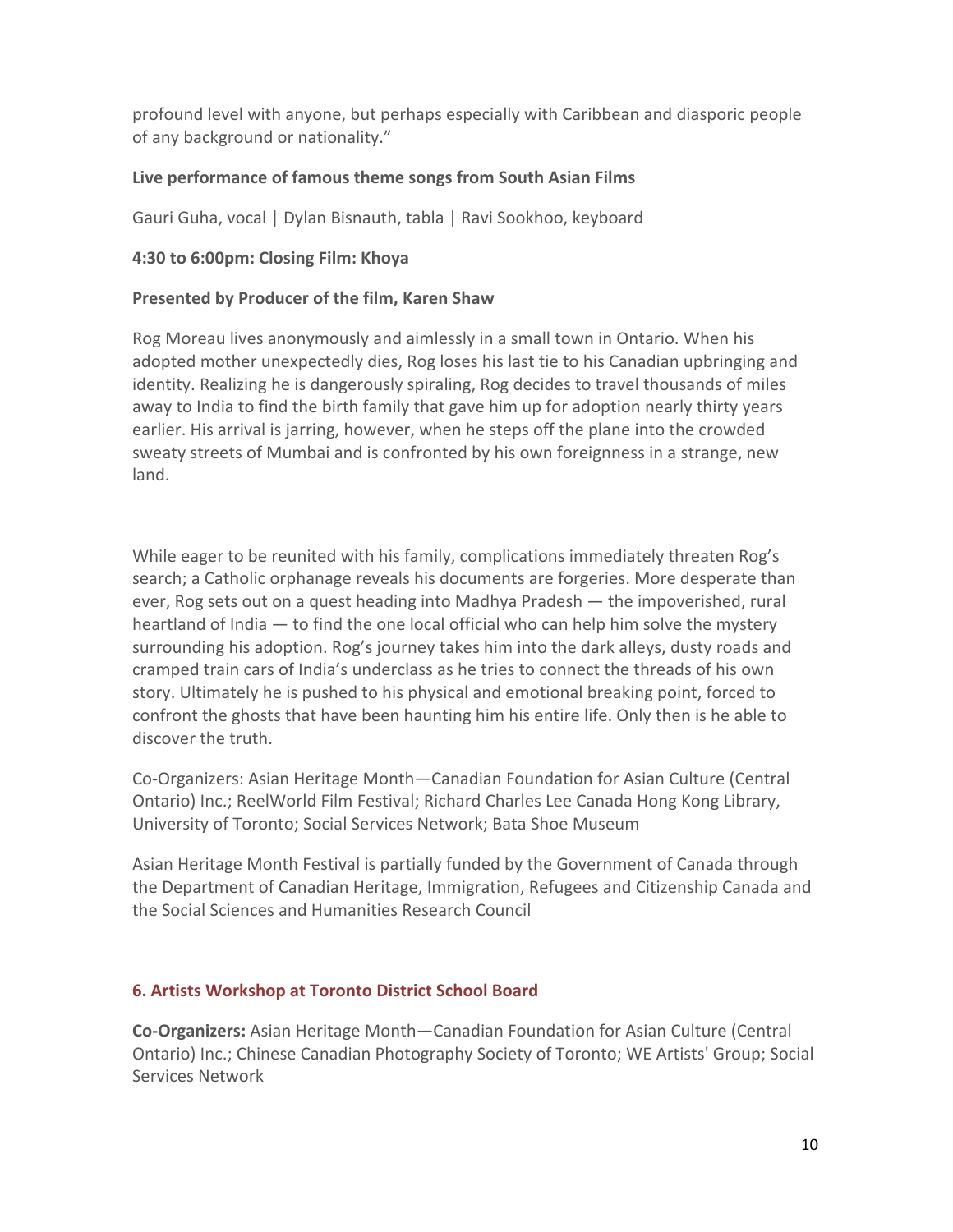profound level with anyone, but perhaps especially with Caribbean and diasporic people of any background or nationality."

**Live performance of famous theme songs from South Asian Films**

Gauri Guha, vocal | Dylan Bisnauth, tabla | Ravi Sookhoo, keyboard

**4:30 to 6:00pm: Closing Film: Khoya**

**Presented by Producer of the film, Karen Shaw**

Rog Moreau lives anonymously and aimlessly in a small town in Ontario. When his adopted mother unexpectedly dies, Rog loses his last tie to his Canadian upbringing and identity. Realizing he is dangerously spiraling, Rog decides to travel thousands of miles away to India to find the birth family that gave him up for adoption nearly thirty years earlier. His arrival is jarring, however, when he steps off the plane into the crowded sweaty streets of Mumbai and is confronted by his own foreignness in a strange, new land.

While eager to be reunited with his family, complications immediately threaten Rog's search; a Catholic orphanage reveals his documents are forgeries. More desperate than ever, Rog sets out on a quest heading into Madhya Pradesh — the impoverished, rural heartland of India — to find the one local official who can help him solve the mystery surrounding his adoption. Rog's journey takes him into the dark alleys, dusty roads and cramped train cars of India's underclass as he tries to connect the threads of his own story. Ultimately he is pushed to his physical and emotional breaking point, forced to confront the ghosts that have been haunting him his entire life. Only then is he able to discover the truth.

Co-Organizers: Asian Heritage Month—Canadian Foundation for Asian Culture (Central Ontario) Inc.; ReelWorld Film Festival; Richard Charles Lee Canada Hong Kong Library, University of Toronto; Social Services Network; Bata Shoe Museum

Asian Heritage Month Festival is partially funded by the Government of Canada through the Department of Canadian Heritage, Immigration, Refugees and Citizenship Canada and the Social Sciences and Humanities Research Council

## 6. Artists Workshop at Toronto District School Board

**Co-Organizers:** Asian Heritage Month—Canadian Foundation for Asian Culture (Central Ontario) Inc.; Chinese Canadian Photography Society of Toronto; WE Artists' Group; Social Services Network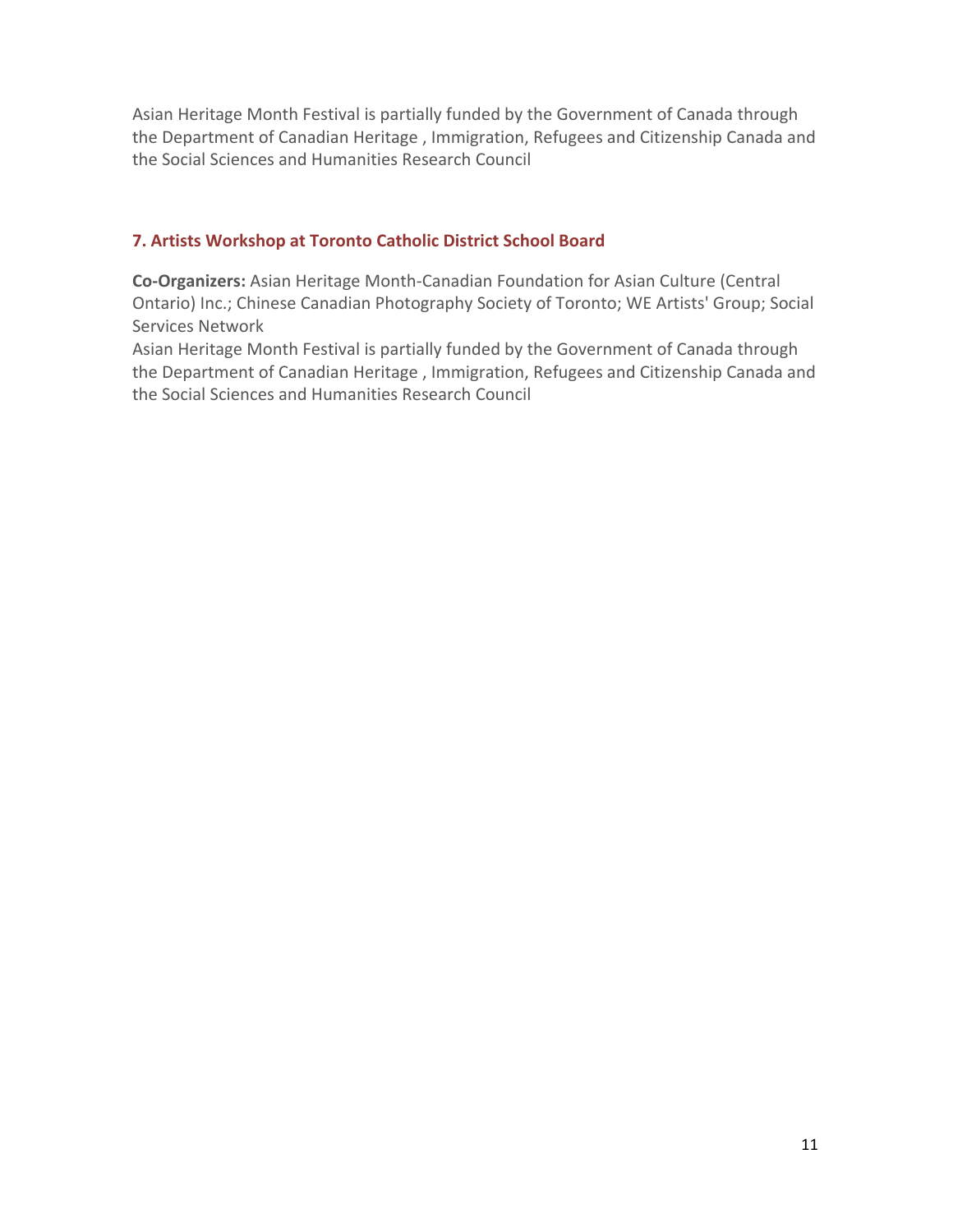Asian Heritage Month Festival is partially funded by the Government of Canada through the Department of Canadian Heritage , Immigration, Refugees and Citizenship Canada and the Social Sciences and Humanities Research Council

### 7. Artists Workshop at Toronto Catholic District School Board

**Co-Organizers:** Asian Heritage Month-Canadian Foundation for Asian Culture (Central Ontario) Inc.; Chinese Canadian Photography Society of Toronto; WE Artists' Group; Social Services Network

Asian Heritage Month Festival is partially funded by the Government of Canada through the Department of Canadian Heritage , Immigration, Refugees and Citizenship Canada and the Social Sciences and Humanities Research Council